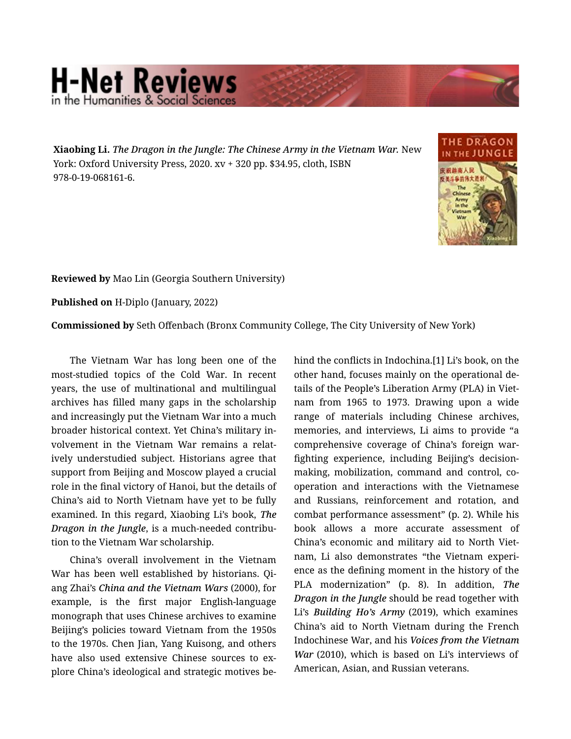**Xiaobing Li.** *The Dragon in the Jungle: The Chinese Army in the Vietnam War.* New York: Oxford University Press, 2020. xv + 320 pp. $34.95, cloth, ISBN 978-0-19-068161-6.

**Reviewed by** Mao Lin (Georgia Southern University)

**Published on** H-Diplo (January, 2022)

**Commissioned by** Seth Offenbach (Bronx Community College, The City University of New York)

The Vietnam War has long been one of the most-studied topics of the Cold War. In recent years, the use of multinational and multilingual archives has filled many gaps in the scholarship and increasingly put the Vietnam War into a much broader historical context. Yet China's military involvement in the Vietnam War remains a relatively understudied subject. Historians agree that support from Beijing and Moscow played a crucial role in the final victory of Hanoi, but the details of China's aid to North Vietnam have yet to be fully examined. In this regard, Xiaobing Li's book, ***The Dragon in the Jungle***, is a much-needed contribution to the Vietnam War scholarship.

China's overall involvement in the Vietnam War has been well established by historians. Qiang Zhai's ***China and the Vietnam Wars*** (2000), for example, is the first major English-language monograph that uses Chinese archives to examine Beijing's policies toward Vietnam from the 1950s to the 1970s. Chen Jian, Yang Kuisong, and others have also used extensive Chinese sources to explore China's ideological and strategic motives behind the conflicts in Indochina.[1] Li's book, on the other hand, focuses mainly on the operational details of the People's Liberation Army (PLA) in Vietnam from 1965 to 1973. Drawing upon a wide range of materials including Chinese archives, memories, and interviews, Li aims to provide "a comprehensive coverage of China's foreign war-fighting experience, including Beijing's decision-making, mobilization, command and control, cooperation and interactions with the Vietnamese and Russians, reinforcement and rotation, and combat performance assessment" (p. 2). While his book allows a more accurate assessment of China's economic and military aid to North Vietnam, Li also demonstrates "the Vietnam experience as the defining moment in the history of the PLA modernization" (p. 8). In addition, ***The Dragon in the Jungle*** should be read together with Li's ***Building Ho's Army*** (2019), which examines China's aid to North Vietnam during the French Indochinese War, and his ***Voices from the Vietnam War*** (2010), which is based on Li's interviews of American, Asian, and Russian veterans.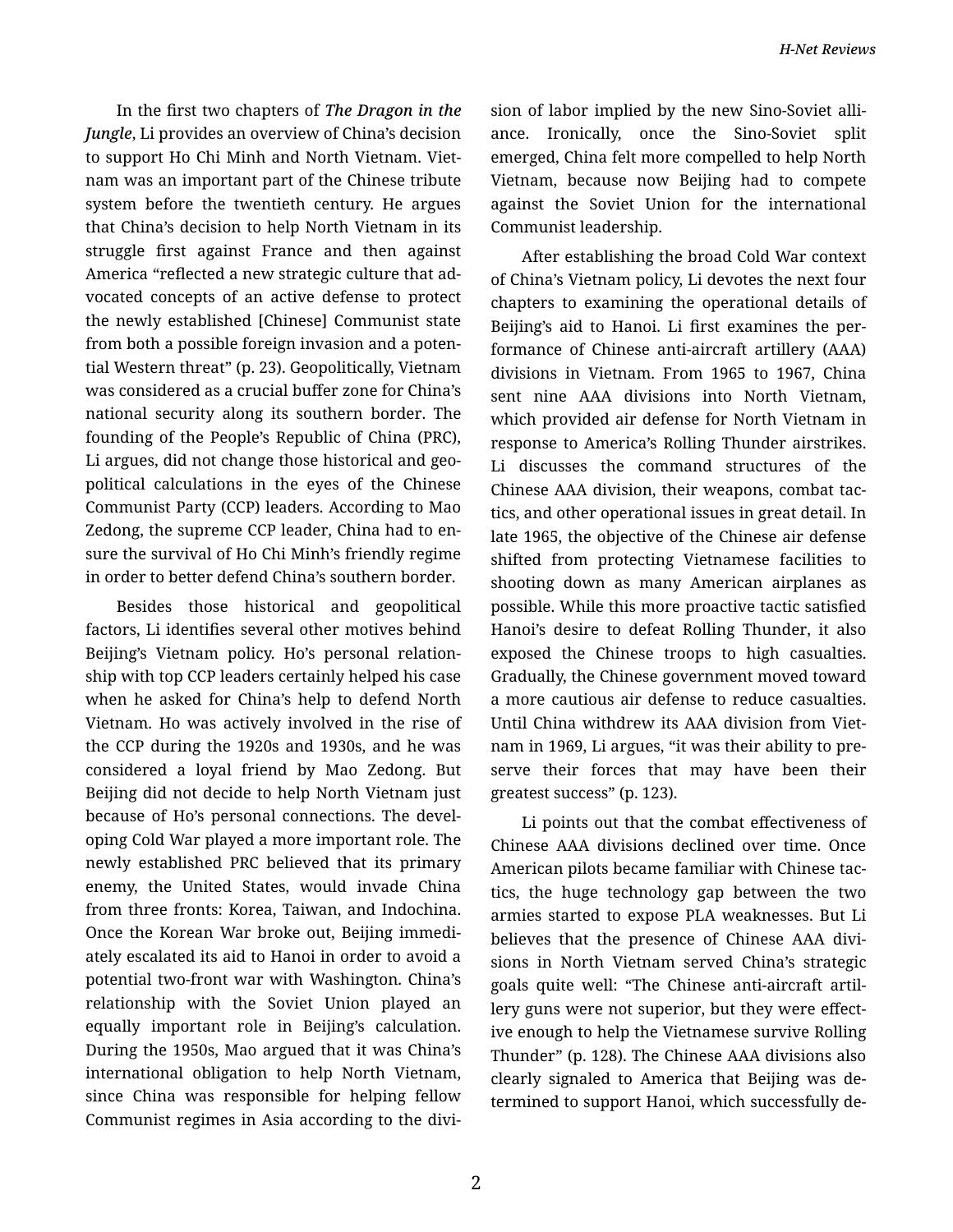In the first two chapters of *The Dragon in the Jungle*, Li provides an overview of China's decision to support Ho Chi Minh and North Vietnam. Vietnam was an important part of the Chinese tribute system before the twentieth century. He argues that China's decision to help North Vietnam in its struggle first against France and then against America "reflected a new strategic culture that advocated concepts of an active defense to protect the newly established [Chinese] Communist state from both a possible foreign invasion and a potential Western threat" (p. 23). Geopolitically, Vietnam was considered as a crucial buffer zone for China's national security along its southern border. The founding of the People's Republic of China (PRC), Li argues, did not change those historical and geopolitical calculations in the eyes of the Chinese Communist Party (CCP) leaders. According to Mao Zedong, the supreme CCP leader, China had to ensure the survival of Ho Chi Minh's friendly regime in order to better defend China's southern border.

Besides those historical and geopolitical factors, Li identifies several other motives behind Beijing's Vietnam policy. Ho's personal relationship with top CCP leaders certainly helped his case when he asked for China's help to defend North Vietnam. Ho was actively involved in the rise of the CCP during the 1920s and 1930s, and he was considered a loyal friend by Mao Zedong. But Beijing did not decide to help North Vietnam just because of Ho's personal connections. The developing Cold War played a more important role. The newly established PRC believed that its primary enemy, the United States, would invade China from three fronts: Korea, Taiwan, and Indochina. Once the Korean War broke out, Beijing immediately escalated its aid to Hanoi in order to avoid a potential two-front war with Washington. China's relationship with the Soviet Union played an equally important role in Beijing's calculation. During the 1950s, Mao argued that it was China's international obligation to help North Vietnam, since China was responsible for helping fellow Communist regimes in Asia according to the division of labor implied by the new Sino-Soviet alliance. Ironically, once the Sino-Soviet split emerged, China felt more compelled to help North Vietnam, because now Beijing had to compete against the Soviet Union for the international Communist leadership.

After establishing the broad Cold War context of China's Vietnam policy, Li devotes the next four chapters to examining the operational details of Beijing's aid to Hanoi. Li first examines the performance of Chinese anti-aircraft artillery (AAA) divisions in Vietnam. From 1965 to 1967, China sent nine AAA divisions into North Vietnam, which provided air defense for North Vietnam in response to America's Rolling Thunder airstrikes. Li discusses the command structures of the Chinese AAA division, their weapons, combat tactics, and other operational issues in great detail. In late 1965, the objective of the Chinese air defense shifted from protecting Vietnamese facilities to shooting down as many American airplanes as possible. While this more proactive tactic satisfied Hanoi's desire to defeat Rolling Thunder, it also exposed the Chinese troops to high casualties. Gradually, the Chinese government moved toward a more cautious air defense to reduce casualties. Until China withdrew its AAA division from Vietnam in 1969, Li argues, "it was their ability to preserve their forces that may have been their greatest success" (p. 123).

Li points out that the combat effectiveness of Chinese AAA divisions declined over time. Once American pilots became familiar with Chinese tactics, the huge technology gap between the two armies started to expose PLA weaknesses. But Li believes that the presence of Chinese AAA divisions in North Vietnam served China's strategic goals quite well: "The Chinese anti-aircraft artillery guns were not superior, but they were effective enough to help the Vietnamese survive Rolling Thunder" (p. 128). The Chinese AAA divisions also clearly signaled to America that Beijing was determined to support Hanoi, which successfully de-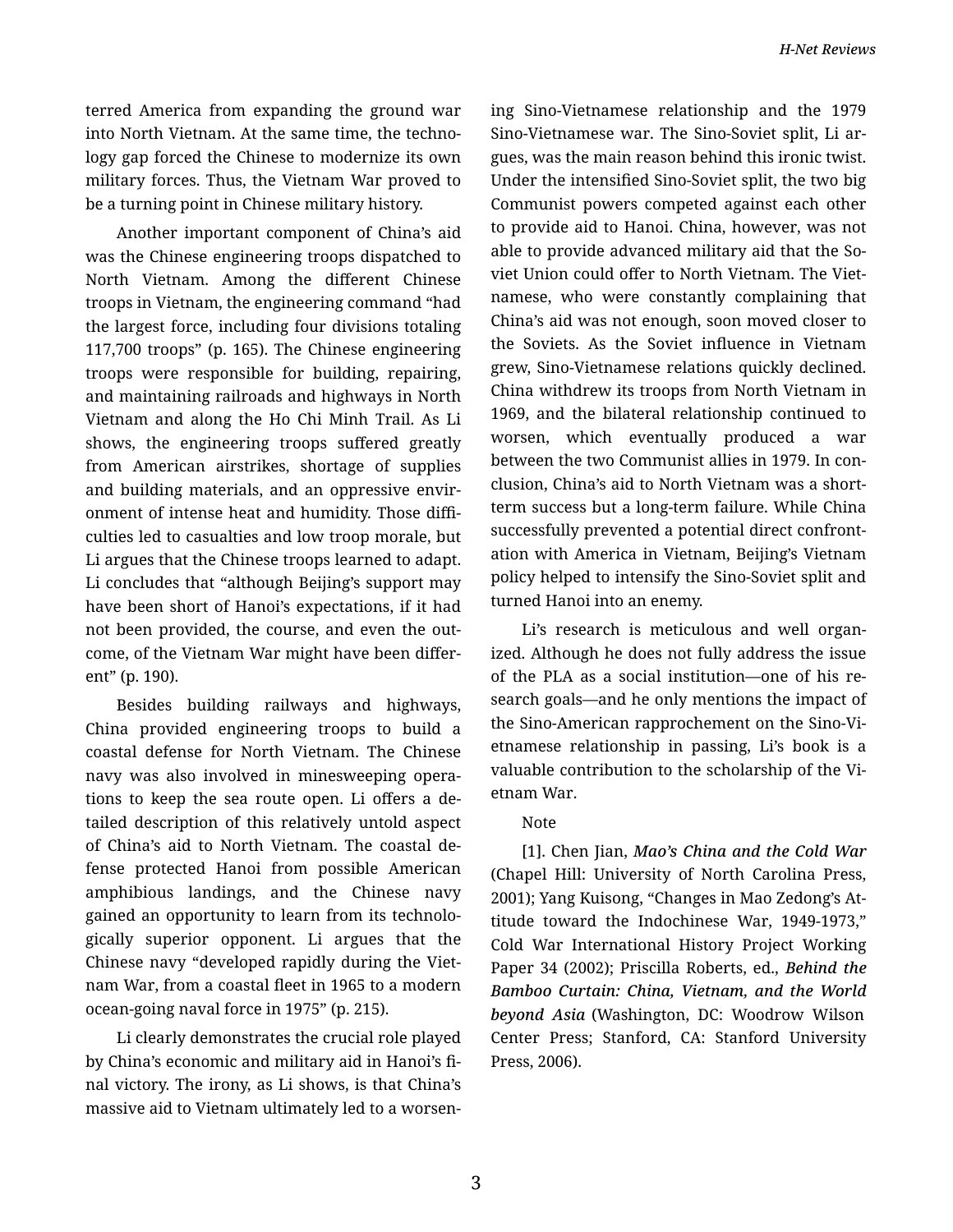terred America from expanding the ground war into North Vietnam. At the same time, the technology gap forced the Chinese to modernize its own military forces. Thus, the Vietnam War proved to be a turning point in Chinese military history.

Another important component of China's aid was the Chinese engineering troops dispatched to North Vietnam. Among the different Chinese troops in Vietnam, the engineering command "had the largest force, including four divisions totaling 117,700 troops" (p. 165). The Chinese engineering troops were responsible for building, repairing, and maintaining railroads and highways in North Vietnam and along the Ho Chi Minh Trail. As Li shows, the engineering troops suffered greatly from American airstrikes, shortage of supplies and building materials, and an oppressive environment of intense heat and humidity. Those difficulties led to casualties and low troop morale, but Li argues that the Chinese troops learned to adapt. Li concludes that "although Beijing's support may have been short of Hanoi's expectations, if it had not been provided, the course, and even the outcome, of the Vietnam War might have been different" (p. 190).

Besides building railways and highways, China provided engineering troops to build a coastal defense for North Vietnam. The Chinese navy was also involved in minesweeping operations to keep the sea route open. Li offers a detailed description of this relatively untold aspect of China's aid to North Vietnam. The coastal defense protected Hanoi from possible American amphibious landings, and the Chinese navy gained an opportunity to learn from its technologically superior opponent. Li argues that the Chinese navy "developed rapidly during the Vietnam War, from a coastal fleet in 1965 to a modern ocean-going naval force in 1975" (p. 215).

Li clearly demonstrates the crucial role played by China's economic and military aid in Hanoi's final victory. The irony, as Li shows, is that China's massive aid to Vietnam ultimately led to a worsening Sino-Vietnamese relationship and the 1979 Sino-Vietnamese war. The Sino-Soviet split, Li argues, was the main reason behind this ironic twist. Under the intensified Sino-Soviet split, the two big Communist powers competed against each other to provide aid to Hanoi. China, however, was not able to provide advanced military aid that the Soviet Union could offer to North Vietnam. The Vietnamese, who were constantly complaining that China's aid was not enough, soon moved closer to the Soviets. As the Soviet influence in Vietnam grew, Sino-Vietnamese relations quickly declined. China withdrew its troops from North Vietnam in 1969, and the bilateral relationship continued to worsen, which eventually produced a war between the two Communist allies in 1979. In conclusion, China's aid to North Vietnam was a short-term success but a long-term failure. While China successfully prevented a potential direct confrontation with America in Vietnam, Beijing's Vietnam policy helped to intensify the Sino-Soviet split and turned Hanoi into an enemy.

Li's research is meticulous and well organized. Although he does not fully address the issue of the PLA as a social institution—one of his research goals—and he only mentions the impact of the Sino-American rapprochement on the Sino-Vietnamese relationship in passing, Li's book is a valuable contribution to the scholarship of the Vietnam War.

Note

[1]. Chen Jian, ***Mao's China and the Cold War*** (Chapel Hill: University of North Carolina Press, 2001); Yang Kuisong, "Changes in Mao Zedong's Attitude toward the Indochinese War, 1949-1973," Cold War International History Project Working Paper 34 (2002); Priscilla Roberts, ed., ***Behind the Bamboo Curtain: China, Vietnam, and the World beyond Asia*** (Washington, DC: Woodrow Wilson Center Press; Stanford, CA: Stanford University Press, 2006).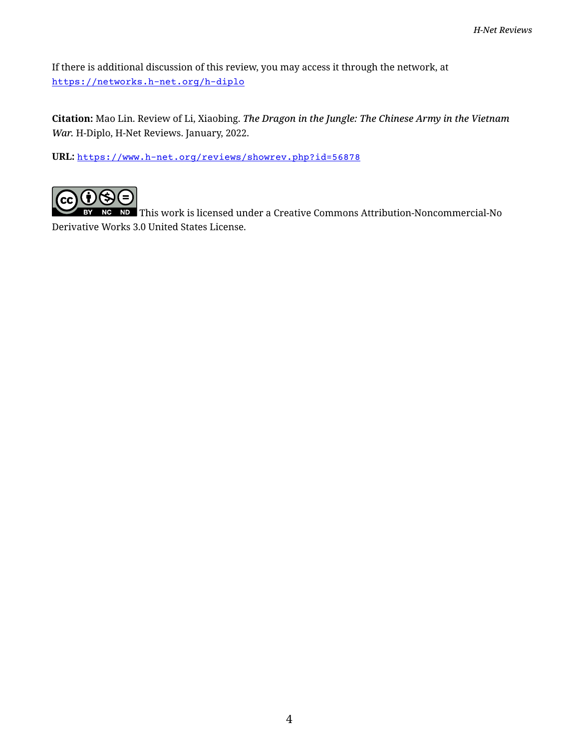If there is additional discussion of this review, you may access it through the network, at https://networks.h-net.org/h-diplo

**Citation:** Mao Lin. Review of Li, Xiaobing. ***The Dragon in the Jungle: The Chinese Army in the Vietnam War.*** H-Diplo, H-Net Reviews. January, 2022.

**URL:** https://www.h-net.org/reviews/showrev.php?id=56878

This work is licensed under a Creative Commons Attribution-Noncommercial-No Derivative Works 3.0 United States License.